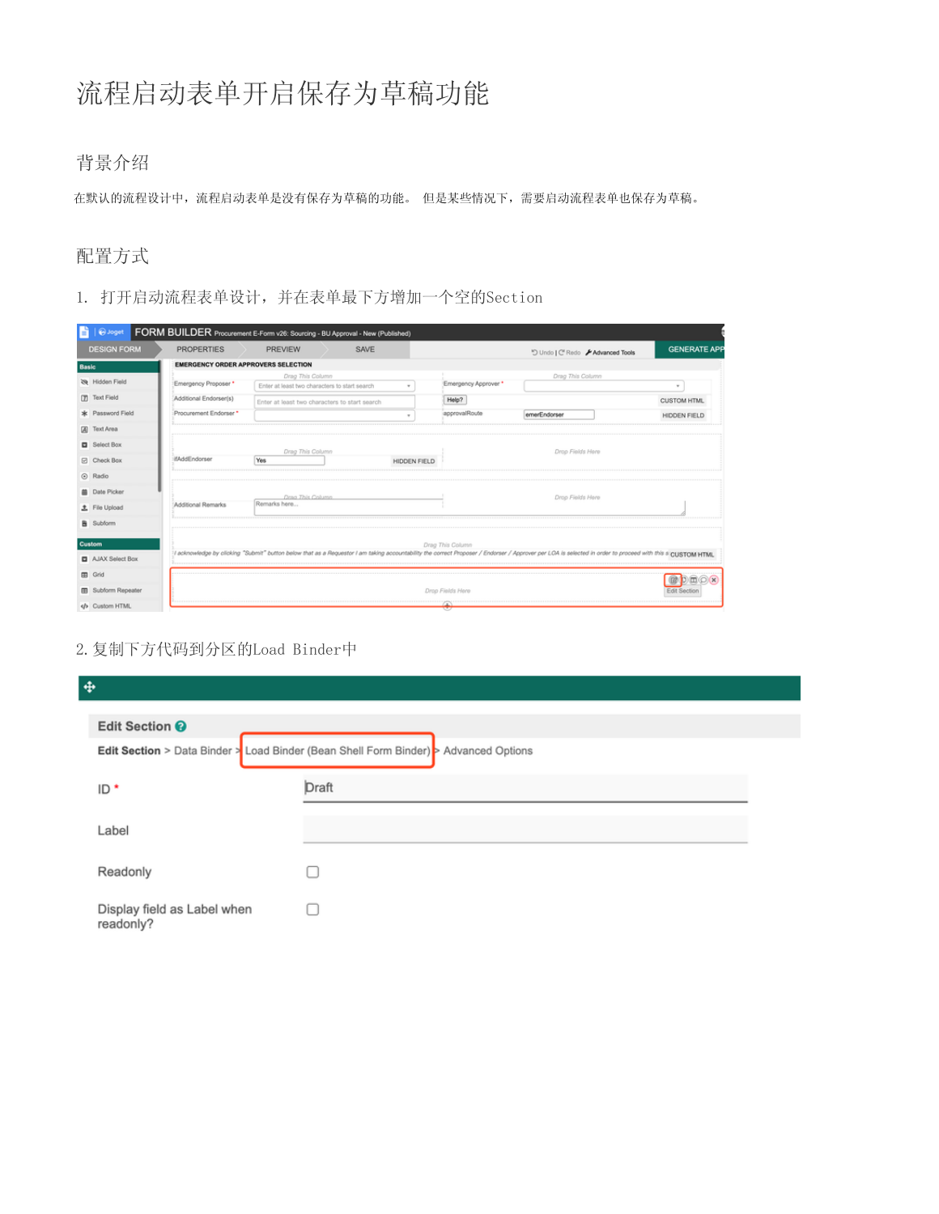# 流程启动表单开启保存为草稿功能

## 背景介绍

在默认的流程设计中，流程启动表单是没有保存为草稿的功能。 但是某些情况下，需要启动流程表单也保存为草稿。

## 配置方式

1. 打开启动流程表单设计，并在表单最下方增加一个空的Section

2. 复制下方代码到分区的Load Binder中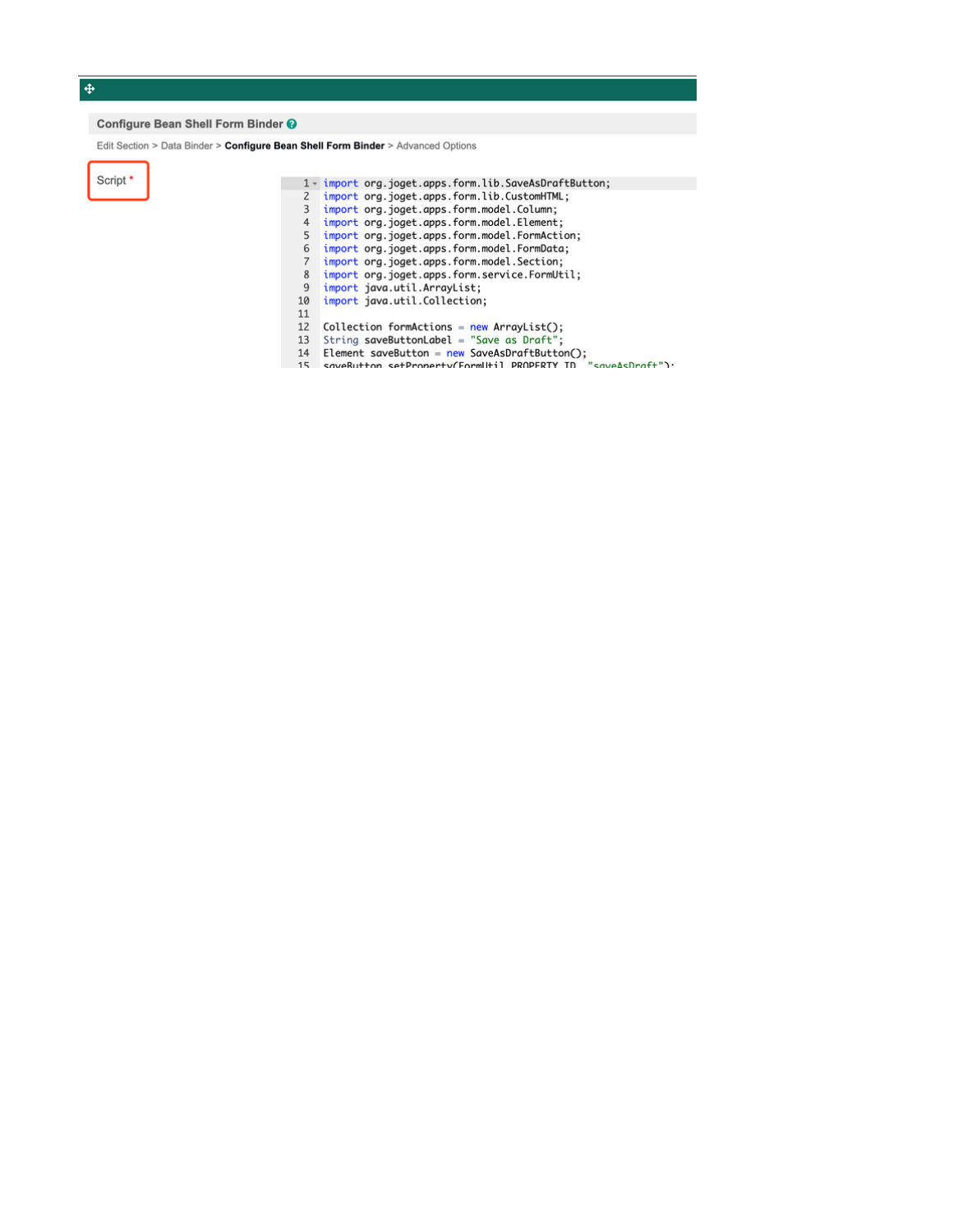**Configure Bean Shell Form Binder**

Edit Section > Data Binder > **Configure Bean Shell Form Binder** > Advanced Options

Script *

```
import org.joget.apps.form.lib.SaveAsDraftButton;
import org.joget.apps.form.lib.CustomHTML;
import org.joget.apps.form.model.Column;
import org.joget.apps.form.model.Element;
import org.joget.apps.form.model.FormAction;
import org.joget.apps.form.model.FormData;
import org.joget.apps.form.model.Section;
import org.joget.apps.form.service.FormUtil;
import java.util.ArrayList;
import java.util.Collection;

Collection formActions = new ArrayList();
String saveButtonLabel = "Save as Draft";
Element saveButton = new SaveAsDraftButton();
saveButton.setProperty(FormUtil.PROPERTY_ID, "saveAsDraft");
```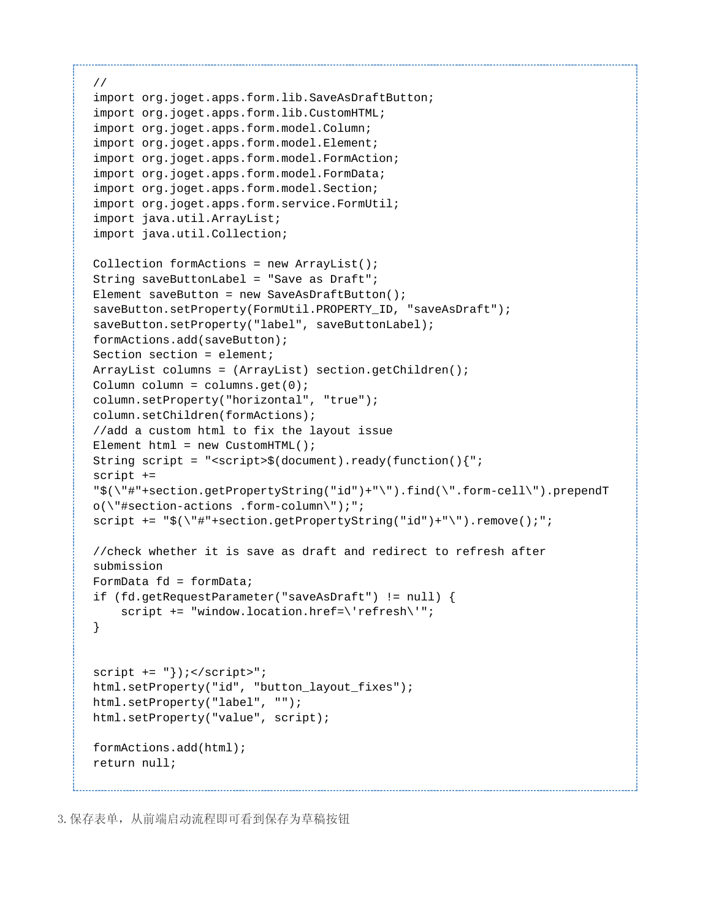```
//
import org.joget.apps.form.lib.SaveAsDraftButton;
import org.joget.apps.form.lib.CustomHTML;
import org.joget.apps.form.model.Column;
import org.joget.apps.form.model.Element;
import org.joget.apps.form.model.FormAction;
import org.joget.apps.form.model.FormData;
import org.joget.apps.form.model.Section;
import org.joget.apps.form.service.FormUtil;
import java.util.ArrayList;
import java.util.Collection;

Collection formActions = new ArrayList();
String saveButtonLabel = "Save as Draft";
Element saveButton = new SaveAsDraftButton();
saveButton.setProperty(FormUtil.PROPERTY_ID, "saveAsDraft");
saveButton.setProperty("label", saveButtonLabel);
formActions.add(saveButton);
Section section = element;
ArrayList columns = (ArrayList) section.getChildren();
Column column = columns.get(0);
column.setProperty("horizontal", "true");
column.setChildren(formActions);
//add a custom html to fix the layout issue
Element html = new CustomHTML();
String script = "<script>$(document).ready(function(){";
script +=
"$(\"#"+section.getPropertyString("id")+"\").find(\".form-cell\").prependTo(\"#section-actions .form-column\");";
script += "$(\"#"+section.getPropertyString("id")+"\").remove();";

//check whether it is save as draft and redirect to refresh after
submission
FormData fd = formData;
if (fd.getRequestParameter("saveAsDraft") != null) {
    script += "window.location.href=\'refresh\'";
}


script += "});</script>";
html.setProperty("id", "button_layout_fixes");
html.setProperty("label", "");
html.setProperty("value", script);

formActions.add(html);
return null;
```

3.保存表单，从前端启动流程即可看到保存为草稿按钮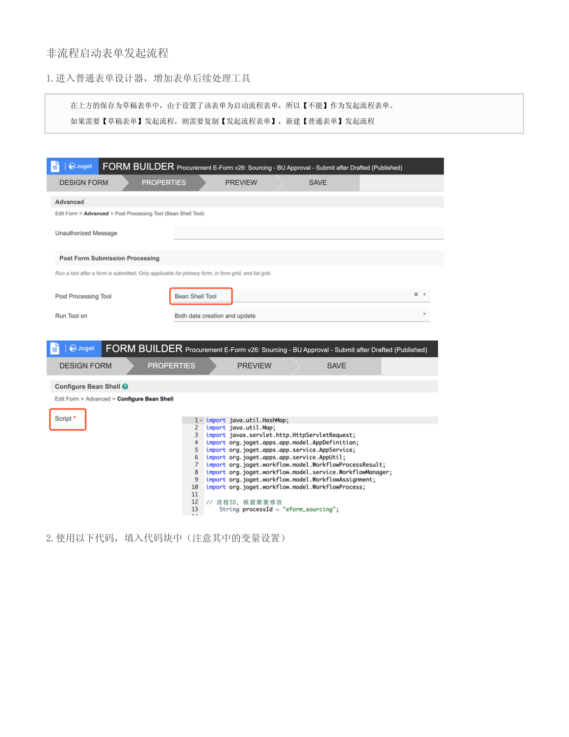非流程启动表单发起流程

1. 进入普通表单设计器，增加表单后续处理工具

> 在上方的保存为草稿表单中，由于设置了该表单为启动流程表单，所以【不能】作为发起流程表单。
>
> 如果需要【草稿表单】发起流程，则需要复制【发起流程表单】，新建【普通表单】发起流程

FORM BUILDER Procurement E-Form v26: Sourcing - BU Approval - Submit after Drafted (Published)

DESIGN FORM | PROPERTIES | PREVIEW | SAVE

**Advanced**

Edit Form > **Advanced** > Post Processing Tool (Bean Shell Tool)

Unauthorized Message

**Post Form Submission Processing**

*Run a tool after a form is submitted. Only applicable for primary form, in form grid, and list grid.*

Post Processing Tool: Bean Shell Tool

Run Tool on: Both data creation and update

FORM BUILDER Procurement E-Form v26: Sourcing - BU Approval - Submit after Drafted (Published)

DESIGN FORM | PROPERTIES | PREVIEW | SAVE

**Configure Bean Shell**

Edit Form > Advanced > **Configure Bean Shell**

Script *

```
import java.util.HashMap;
import java.util.Map;
import javax.servlet.http.HttpServletRequest;
import org.joget.apps.app.model.AppDefinition;
import org.joget.apps.app.service.AppService;
import org.joget.apps.app.service.AppUtil;
import org.joget.workflow.model.WorkflowProcessResult;
import org.joget.workflow.model.service.WorkflowManager;
import org.joget.workflow.model.WorkflowAssignment;
import org.joget.workflow.model.WorkflowProcess;

// 流程ID, 根据需要修改
    String processId = "eform_sourcing";
```

2. 使用以下代码，填入代码块中（注意其中的变量设置）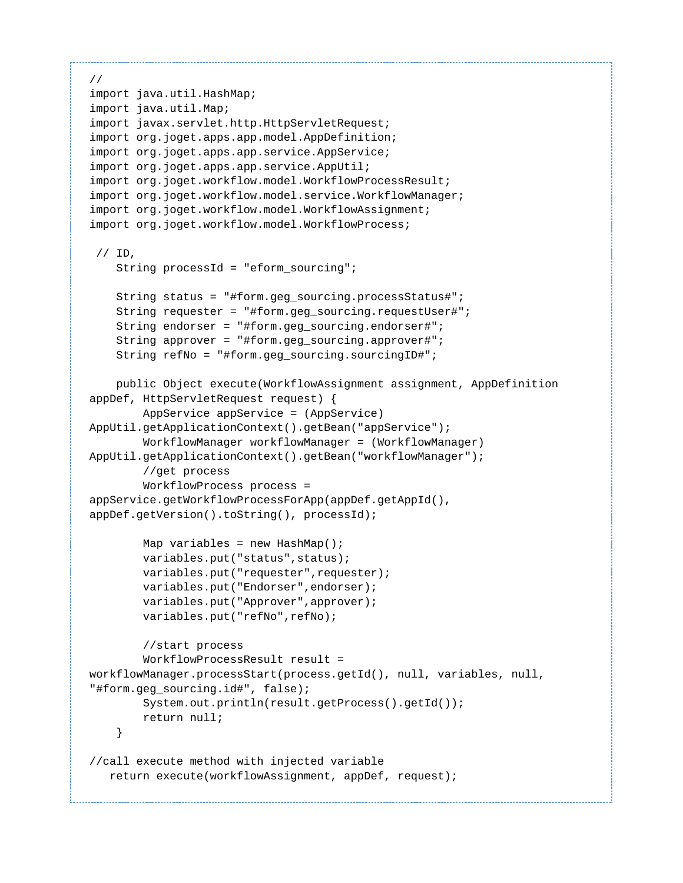```
//
import java.util.HashMap;
import java.util.Map;
import javax.servlet.http.HttpServletRequest;
import org.joget.apps.app.model.AppDefinition;
import org.joget.apps.app.service.AppService;
import org.joget.apps.app.service.AppUtil;
import org.joget.workflow.model.WorkflowProcessResult;
import org.joget.workflow.model.service.WorkflowManager;
import org.joget.workflow.model.WorkflowAssignment;
import org.joget.workflow.model.WorkflowProcess;

 // ID,
    String processId = "eform_sourcing";

    String status = "#form.geg_sourcing.processStatus#";
    String requester = "#form.geg_sourcing.requestUser#";
    String endorser = "#form.geg_sourcing.endorser#";
    String approver = "#form.geg_sourcing.approver#";
    String refNo = "#form.geg_sourcing.sourcingID#";

    public Object execute(WorkflowAssignment assignment, AppDefinition
appDef, HttpServletRequest request) {
        AppService appService = (AppService)
AppUtil.getApplicationContext().getBean("appService");
        WorkflowManager workflowManager = (WorkflowManager)
AppUtil.getApplicationContext().getBean("workflowManager");
        //get process
        WorkflowProcess process =
appService.getWorkflowProcessForApp(appDef.getAppId(),
appDef.getVersion().toString(), processId);

        Map variables = new HashMap();
        variables.put("status",status);
        variables.put("requester",requester);
        variables.put("Endorser",endorser);
        variables.put("Approver",approver);
        variables.put("refNo",refNo);

        //start process
        WorkflowProcessResult result =
workflowManager.processStart(process.getId(), null, variables, null,
"#form.geg_sourcing.id#", false);
        System.out.println(result.getProcess().getId());
        return null;
    }

//call execute method with injected variable
   return execute(workflowAssignment, appDef, request);
```